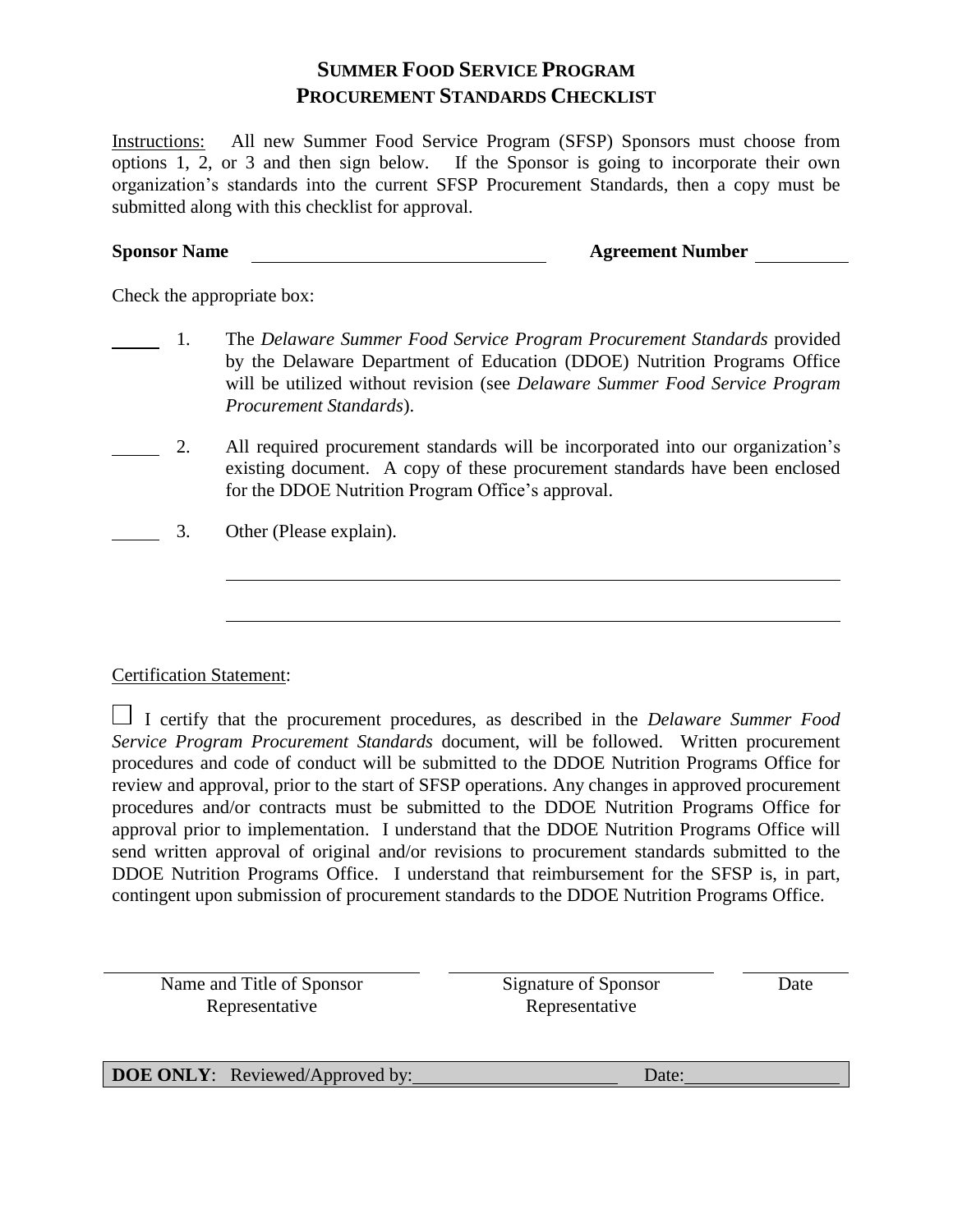# SUMMER FOOD SERVICE PROGRAM
# PROCUREMENT STANDARDS CHECKLIST

Instructions: All new Summer Food Service Program (SFSP) Sponsors must choose from options 1, 2, or 3 and then sign below. If the Sponsor is going to incorporate their own organization's standards into the current SFSP Procurement Standards, then a copy must be submitted along with this checklist for approval.

**Sponsor Name** ______________________________ **Agreement Number** __________

Check the appropriate box:

_____ 1. The *Delaware Summer Food Service Program Procurement Standards* provided by the Delaware Department of Education (DDOE) Nutrition Programs Office will be utilized without revision (see *Delaware Summer Food Service Program Procurement Standards*).

_____ 2. All required procurement standards will be incorporated into our organization's existing document. A copy of these procurement standards have been enclosed for the DDOE Nutrition Program Office's approval.

_____ 3. Other (Please explain).

______________________________________________________________________

______________________________________________________________________

Certification Statement:

☐ I certify that the procurement procedures, as described in the *Delaware Summer Food Service Program Procurement Standards* document, will be followed. Written procurement procedures and code of conduct will be submitted to the DDOE Nutrition Programs Office for review and approval, prior to the start of SFSP operations. Any changes in approved procurement procedures and/or contracts must be submitted to the DDOE Nutrition Programs Office for approval prior to implementation. I understand that the DDOE Nutrition Programs Office will send written approval of original and/or revisions to procurement standards submitted to the DDOE Nutrition Programs Office. I understand that reimbursement for the SFSP is, in part, contingent upon submission of procurement standards to the DDOE Nutrition Programs Office.

______________________________ ______________________________ __________

Name and Title of Sponsor Representative | Signature of Sponsor Representative | Date

**DOE ONLY**: Reviewed/Approved by: ______________________ Date: ________________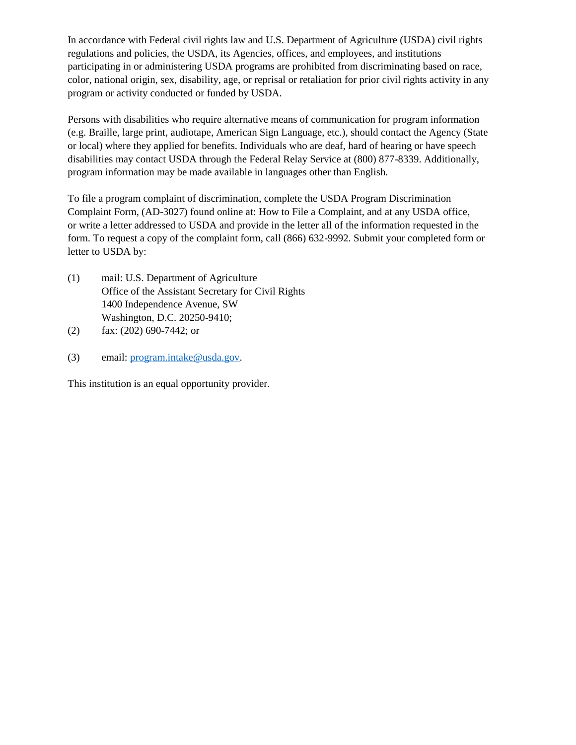In accordance with Federal civil rights law and U.S. Department of Agriculture (USDA) civil rights regulations and policies, the USDA, its Agencies, offices, and employees, and institutions participating in or administering USDA programs are prohibited from discriminating based on race, color, national origin, sex, disability, age, or reprisal or retaliation for prior civil rights activity in any program or activity conducted or funded by USDA.

Persons with disabilities who require alternative means of communication for program information (e.g. Braille, large print, audiotape, American Sign Language, etc.), should contact the Agency (State or local) where they applied for benefits. Individuals who are deaf, hard of hearing or have speech disabilities may contact USDA through the Federal Relay Service at (800) 877-8339. Additionally, program information may be made available in languages other than English.

To file a program complaint of discrimination, complete the USDA Program Discrimination Complaint Form, (AD-3027) found online at: How to File a Complaint, and at any USDA office, or write a letter addressed to USDA and provide in the letter all of the information requested in the form. To request a copy of the complaint form, call (866) 632-9992. Submit your completed form or letter to USDA by:

(1) mail: U.S. Department of Agriculture  
Office of the Assistant Secretary for Civil Rights  
1400 Independence Avenue, SW  
Washington, D.C. 20250-9410;

(2) fax: (202) 690-7442; or

(3) email: program.intake@usda.gov.

This institution is an equal opportunity provider.